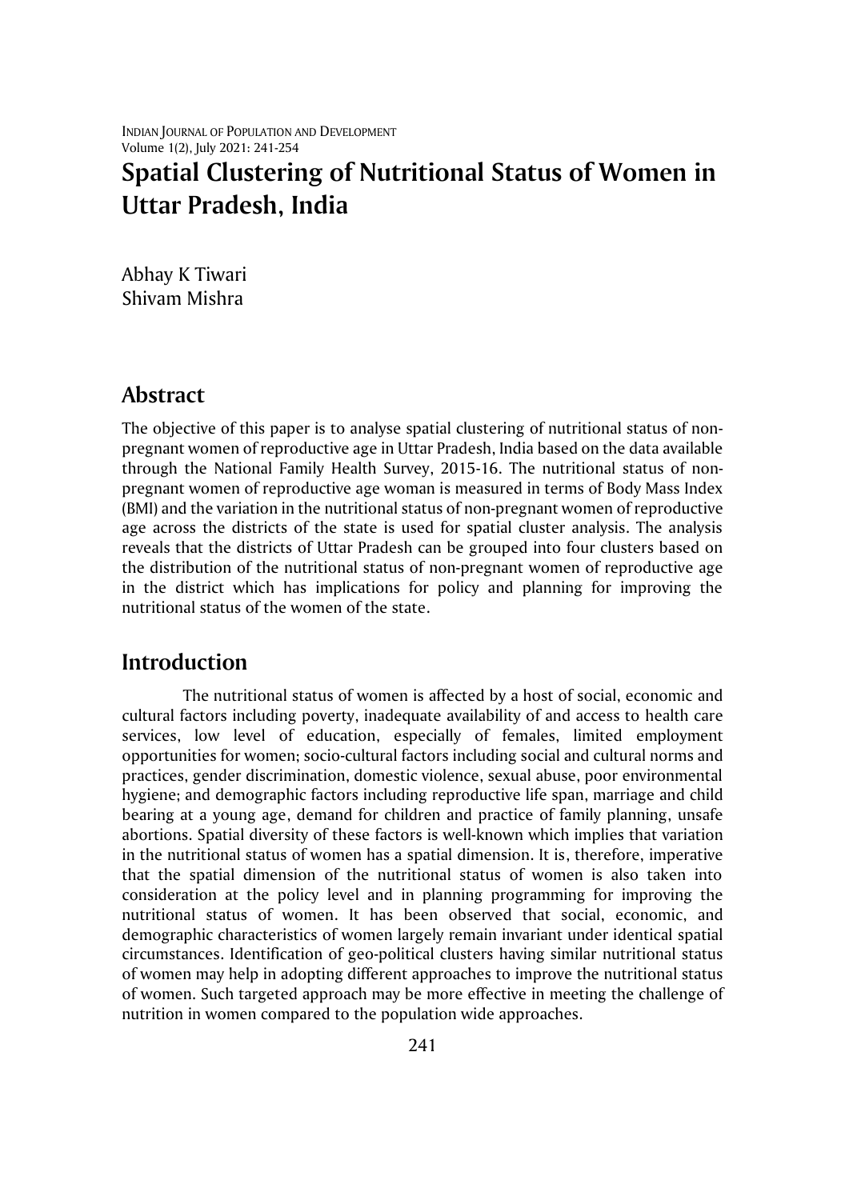# Spatial Clustering of Nutritional Status of Women in Uttar Pradesh, India

Abhay K Tiwari
Shivam Mishra

## Abstract

The objective of this paper is to analyse spatial clustering of nutritional status of non-pregnant women of reproductive age in Uttar Pradesh, India based on the data available through the National Family Health Survey, 2015-16. The nutritional status of non-pregnant women of reproductive age woman is measured in terms of Body Mass Index (BMI) and the variation in the nutritional status of non-pregnant women of reproductive age across the districts of the state is used for spatial cluster analysis. The analysis reveals that the districts of Uttar Pradesh can be grouped into four clusters based on the distribution of the nutritional status of non-pregnant women of reproductive age in the district which has implications for policy and planning for improving the nutritional status of the women of the state.

## Introduction

The nutritional status of women is affected by a host of social, economic and cultural factors including poverty, inadequate availability of and access to health care services, low level of education, especially of females, limited employment opportunities for women; socio-cultural factors including social and cultural norms and practices, gender discrimination, domestic violence, sexual abuse, poor environmental hygiene; and demographic factors including reproductive life span, marriage and child bearing at a young age, demand for children and practice of family planning, unsafe abortions. Spatial diversity of these factors is well-known which implies that variation in the nutritional status of women has a spatial dimension. It is, therefore, imperative that the spatial dimension of the nutritional status of women is also taken into consideration at the policy level and in planning programming for improving the nutritional status of women. It has been observed that social, economic, and demographic characteristics of women largely remain invariant under identical spatial circumstances. Identification of geo-political clusters having similar nutritional status of women may help in adopting different approaches to improve the nutritional status of women. Such targeted approach may be more effective in meeting the challenge of nutrition in women compared to the population wide approaches.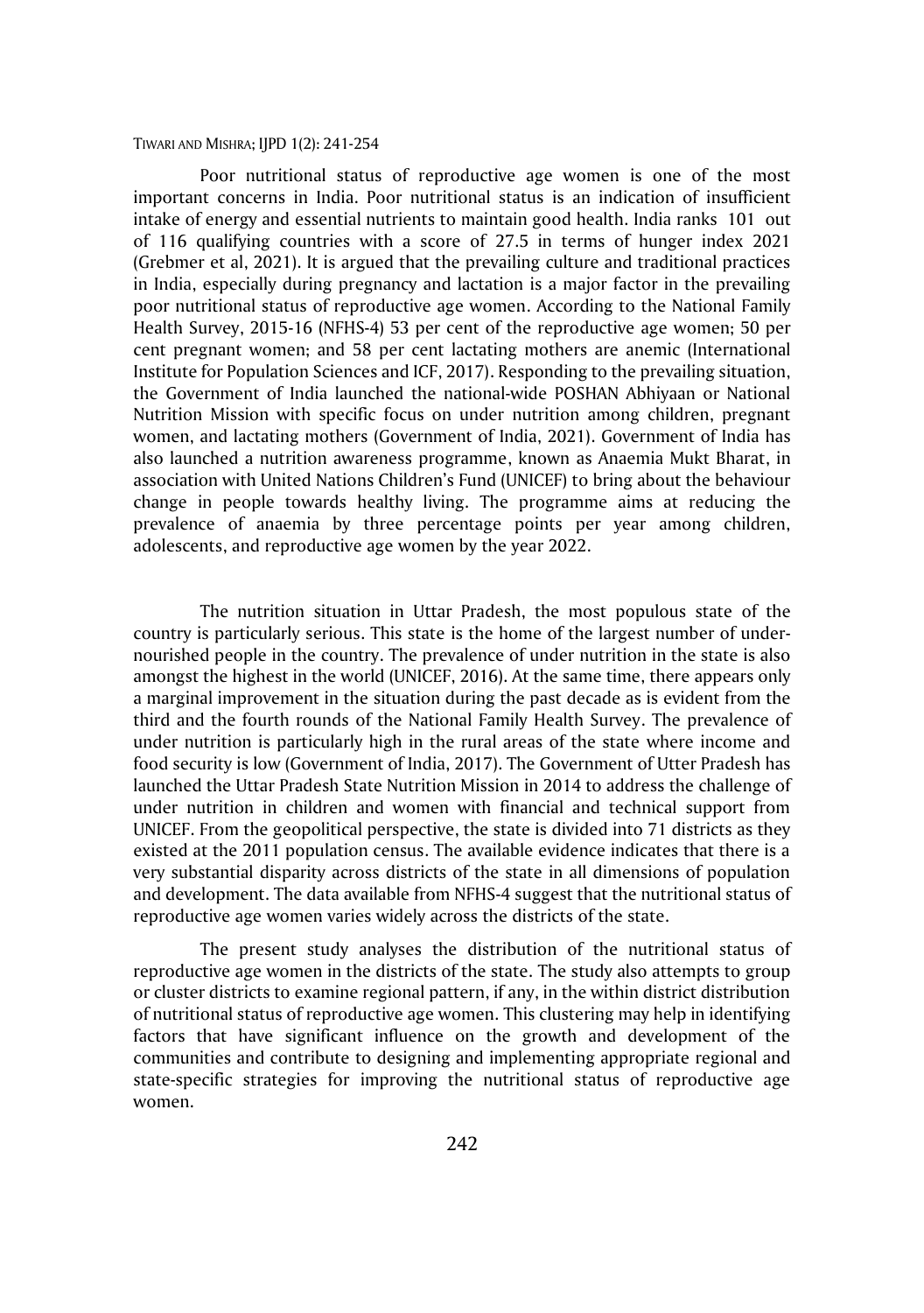Poor nutritional status of reproductive age women is one of the most important concerns in India. Poor nutritional status is an indication of insufficient intake of energy and essential nutrients to maintain good health. India ranks 101 out of 116 qualifying countries with a score of 27.5 in terms of hunger index 2021 (Grebmer et al, 2021). It is argued that the prevailing culture and traditional practices in India, especially during pregnancy and lactation is a major factor in the prevailing poor nutritional status of reproductive age women. According to the National Family Health Survey, 2015-16 (NFHS-4) 53 per cent of the reproductive age women; 50 per cent pregnant women; and 58 per cent lactating mothers are anemic (International Institute for Population Sciences and ICF, 2017). Responding to the prevailing situation, the Government of India launched the national-wide POSHAN Abhiyaan or National Nutrition Mission with specific focus on under nutrition among children, pregnant women, and lactating mothers (Government of India, 2021). Government of India has also launched a nutrition awareness programme, known as Anaemia Mukt Bharat, in association with United Nations Children's Fund (UNICEF) to bring about the behaviour change in people towards healthy living. The programme aims at reducing the prevalence of anaemia by three percentage points per year among children, adolescents, and reproductive age women by the year 2022.

The nutrition situation in Uttar Pradesh, the most populous state of the country is particularly serious. This state is the home of the largest number of under-nourished people in the country. The prevalence of under nutrition in the state is also amongst the highest in the world (UNICEF, 2016). At the same time, there appears only a marginal improvement in the situation during the past decade as is evident from the third and the fourth rounds of the National Family Health Survey. The prevalence of under nutrition is particularly high in the rural areas of the state where income and food security is low (Government of India, 2017). The Government of Utter Pradesh has launched the Uttar Pradesh State Nutrition Mission in 2014 to address the challenge of under nutrition in children and women with financial and technical support from UNICEF. From the geopolitical perspective, the state is divided into 71 districts as they existed at the 2011 population census. The available evidence indicates that there is a very substantial disparity across districts of the state in all dimensions of population and development. The data available from NFHS-4 suggest that the nutritional status of reproductive age women varies widely across the districts of the state.

The present study analyses the distribution of the nutritional status of reproductive age women in the districts of the state. The study also attempts to group or cluster districts to examine regional pattern, if any, in the within district distribution of nutritional status of reproductive age women. This clustering may help in identifying factors that have significant influence on the growth and development of the communities and contribute to designing and implementing appropriate regional and state-specific strategies for improving the nutritional status of reproductive age women.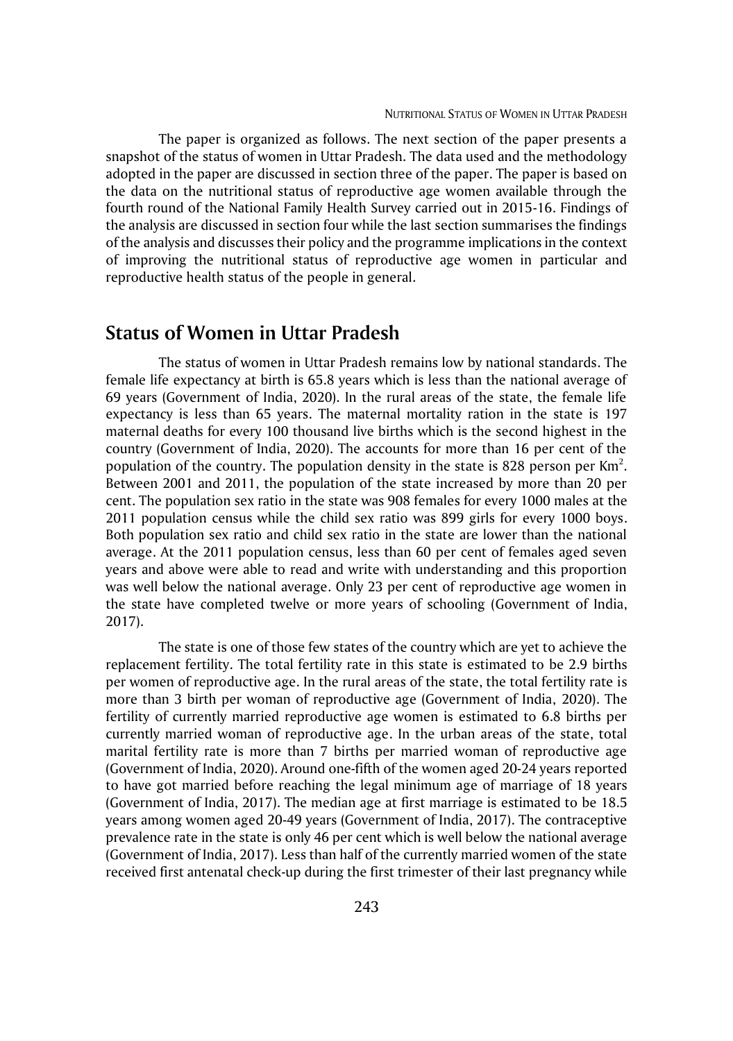The paper is organized as follows. The next section of the paper presents a snapshot of the status of women in Uttar Pradesh. The data used and the methodology adopted in the paper are discussed in section three of the paper. The paper is based on the data on the nutritional status of reproductive age women available through the fourth round of the National Family Health Survey carried out in 2015-16. Findings of the analysis are discussed in section four while the last section summarises the findings of the analysis and discusses their policy and the programme implications in the context of improving the nutritional status of reproductive age women in particular and reproductive health status of the people in general.

## Status of Women in Uttar Pradesh

The status of women in Uttar Pradesh remains low by national standards. The female life expectancy at birth is 65.8 years which is less than the national average of 69 years (Government of India, 2020). In the rural areas of the state, the female life expectancy is less than 65 years. The maternal mortality ration in the state is 197 maternal deaths for every 100 thousand live births which is the second highest in the country (Government of India, 2020). The accounts for more than 16 per cent of the population of the country. The population density in the state is 828 person per $Km^2$. Between 2001 and 2011, the population of the state increased by more than 20 per cent. The population sex ratio in the state was 908 females for every 1000 males at the 2011 population census while the child sex ratio was 899 girls for every 1000 boys. Both population sex ratio and child sex ratio in the state are lower than the national average. At the 2011 population census, less than 60 per cent of females aged seven years and above were able to read and write with understanding and this proportion was well below the national average. Only 23 per cent of reproductive age women in the state have completed twelve or more years of schooling (Government of India, 2017).

The state is one of those few states of the country which are yet to achieve the replacement fertility. The total fertility rate in this state is estimated to be 2.9 births per women of reproductive age. In the rural areas of the state, the total fertility rate is more than 3 birth per woman of reproductive age (Government of India, 2020). The fertility of currently married reproductive age women is estimated to 6.8 births per currently married woman of reproductive age. In the urban areas of the state, total marital fertility rate is more than 7 births per married woman of reproductive age (Government of India, 2020). Around one-fifth of the women aged 20-24 years reported to have got married before reaching the legal minimum age of marriage of 18 years (Government of India, 2017). The median age at first marriage is estimated to be 18.5 years among women aged 20-49 years (Government of India, 2017). The contraceptive prevalence rate in the state is only 46 per cent which is well below the national average (Government of India, 2017). Less than half of the currently married women of the state received first antenatal check-up during the first trimester of their last pregnancy while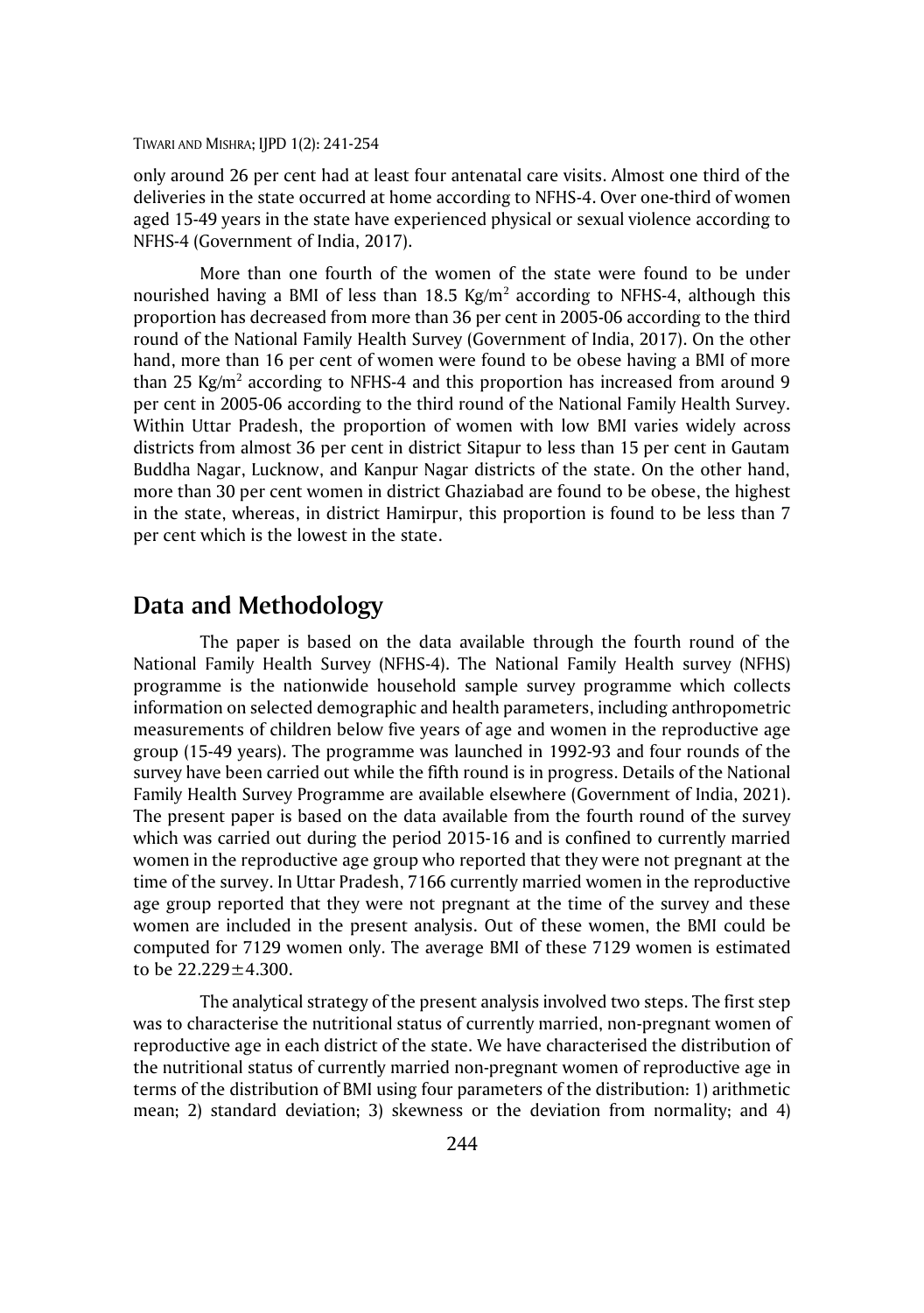only around 26 per cent had at least four antenatal care visits. Almost one third of the deliveries in the state occurred at home according to NFHS-4. Over one-third of women aged 15-49 years in the state have experienced physical or sexual violence according to NFHS-4 (Government of India, 2017).

More than one fourth of the women of the state were found to be under nourished having a BMI of less than 18.5 Kg/m$^2$ according to NFHS-4, although this proportion has decreased from more than 36 per cent in 2005-06 according to the third round of the National Family Health Survey (Government of India, 2017). On the other hand, more than 16 per cent of women were found to be obese having a BMI of more than 25 Kg/m$^2$ according to NFHS-4 and this proportion has increased from around 9 per cent in 2005-06 according to the third round of the National Family Health Survey. Within Uttar Pradesh, the proportion of women with low BMI varies widely across districts from almost 36 per cent in district Sitapur to less than 15 per cent in Gautam Buddha Nagar, Lucknow, and Kanpur Nagar districts of the state. On the other hand, more than 30 per cent women in district Ghaziabad are found to be obese, the highest in the state, whereas, in district Hamirpur, this proportion is found to be less than 7 per cent which is the lowest in the state.

## Data and Methodology

The paper is based on the data available through the fourth round of the National Family Health Survey (NFHS-4). The National Family Health survey (NFHS) programme is the nationwide household sample survey programme which collects information on selected demographic and health parameters, including anthropometric measurements of children below five years of age and women in the reproductive age group (15-49 years). The programme was launched in 1992-93 and four rounds of the survey have been carried out while the fifth round is in progress. Details of the National Family Health Survey Programme are available elsewhere (Government of India, 2021). The present paper is based on the data available from the fourth round of the survey which was carried out during the period 2015-16 and is confined to currently married women in the reproductive age group who reported that they were not pregnant at the time of the survey. In Uttar Pradesh, 7166 currently married women in the reproductive age group reported that they were not pregnant at the time of the survey and these women are included in the present analysis. Out of these women, the BMI could be computed for 7129 women only. The average BMI of these 7129 women is estimated to be $22.229 \pm 4.300$.

The analytical strategy of the present analysis involved two steps. The first step was to characterise the nutritional status of currently married, non-pregnant women of reproductive age in each district of the state. We have characterised the distribution of the nutritional status of currently married non-pregnant women of reproductive age in terms of the distribution of BMI using four parameters of the distribution: 1) arithmetic mean; 2) standard deviation; 3) skewness or the deviation from normality; and 4)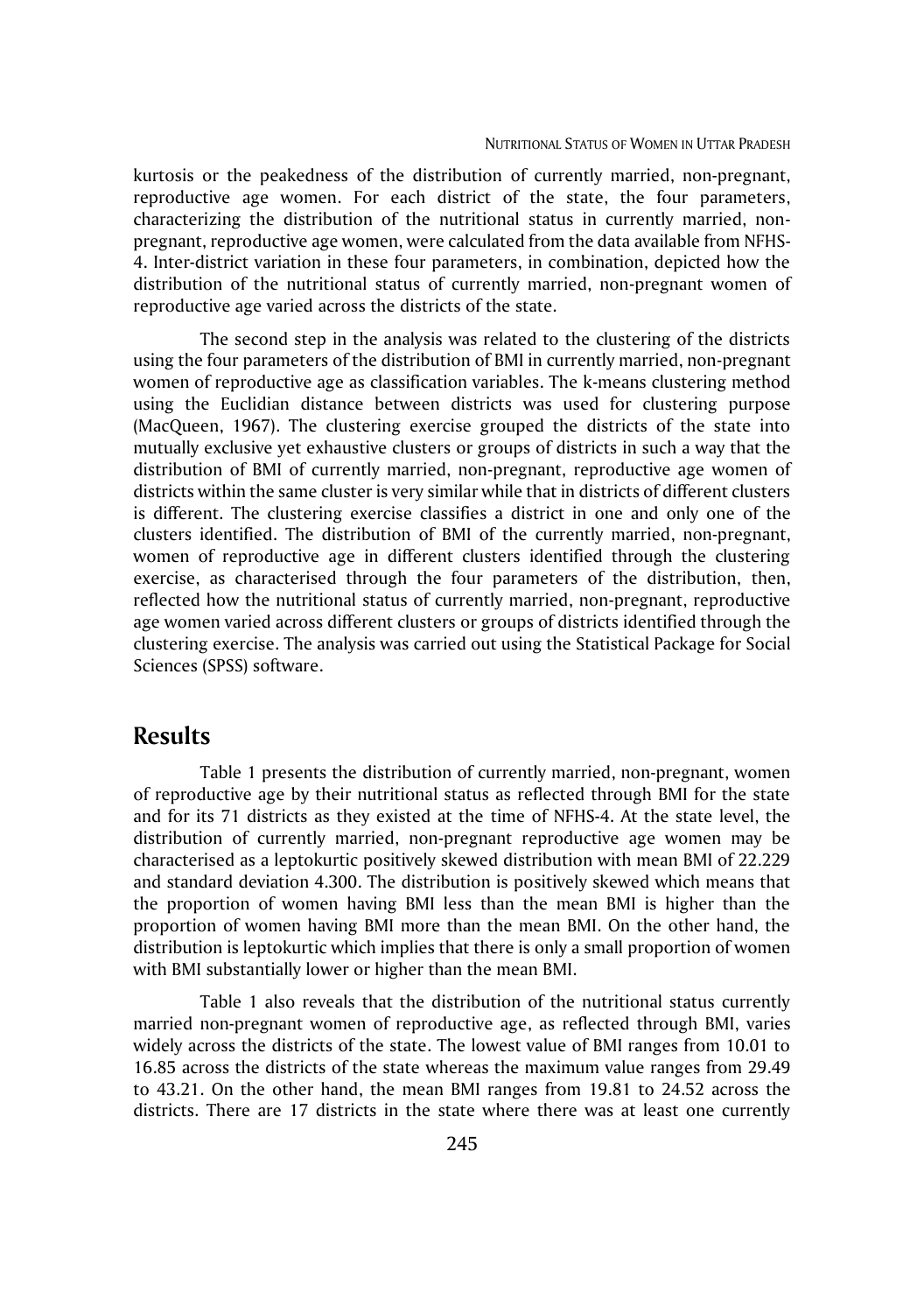kurtosis or the peakedness of the distribution of currently married, non-pregnant, reproductive age women. For each district of the state, the four parameters, characterizing the distribution of the nutritional status in currently married, non-pregnant, reproductive age women, were calculated from the data available from NFHS-4. Inter-district variation in these four parameters, in combination, depicted how the distribution of the nutritional status of currently married, non-pregnant women of reproductive age varied across the districts of the state.

The second step in the analysis was related to the clustering of the districts using the four parameters of the distribution of BMI in currently married, non-pregnant women of reproductive age as classification variables. The k-means clustering method using the Euclidian distance between districts was used for clustering purpose (MacQueen, 1967). The clustering exercise grouped the districts of the state into mutually exclusive yet exhaustive clusters or groups of districts in such a way that the distribution of BMI of currently married, non-pregnant, reproductive age women of districts within the same cluster is very similar while that in districts of different clusters is different. The clustering exercise classifies a district in one and only one of the clusters identified. The distribution of BMI of the currently married, non-pregnant, women of reproductive age in different clusters identified through the clustering exercise, as characterised through the four parameters of the distribution, then, reflected how the nutritional status of currently married, non-pregnant, reproductive age women varied across different clusters or groups of districts identified through the clustering exercise. The analysis was carried out using the Statistical Package for Social Sciences (SPSS) software.

## Results

Table 1 presents the distribution of currently married, non-pregnant, women of reproductive age by their nutritional status as reflected through BMI for the state and for its 71 districts as they existed at the time of NFHS-4. At the state level, the distribution of currently married, non-pregnant reproductive age women may be characterised as a leptokurtic positively skewed distribution with mean BMI of 22.229 and standard deviation 4.300. The distribution is positively skewed which means that the proportion of women having BMI less than the mean BMI is higher than the proportion of women having BMI more than the mean BMI. On the other hand, the distribution is leptokurtic which implies that there is only a small proportion of women with BMI substantially lower or higher than the mean BMI.

Table 1 also reveals that the distribution of the nutritional status currently married non-pregnant women of reproductive age, as reflected through BMI, varies widely across the districts of the state. The lowest value of BMI ranges from 10.01 to 16.85 across the districts of the state whereas the maximum value ranges from 29.49 to 43.21. On the other hand, the mean BMI ranges from 19.81 to 24.52 across the districts. There are 17 districts in the state where there was at least one currently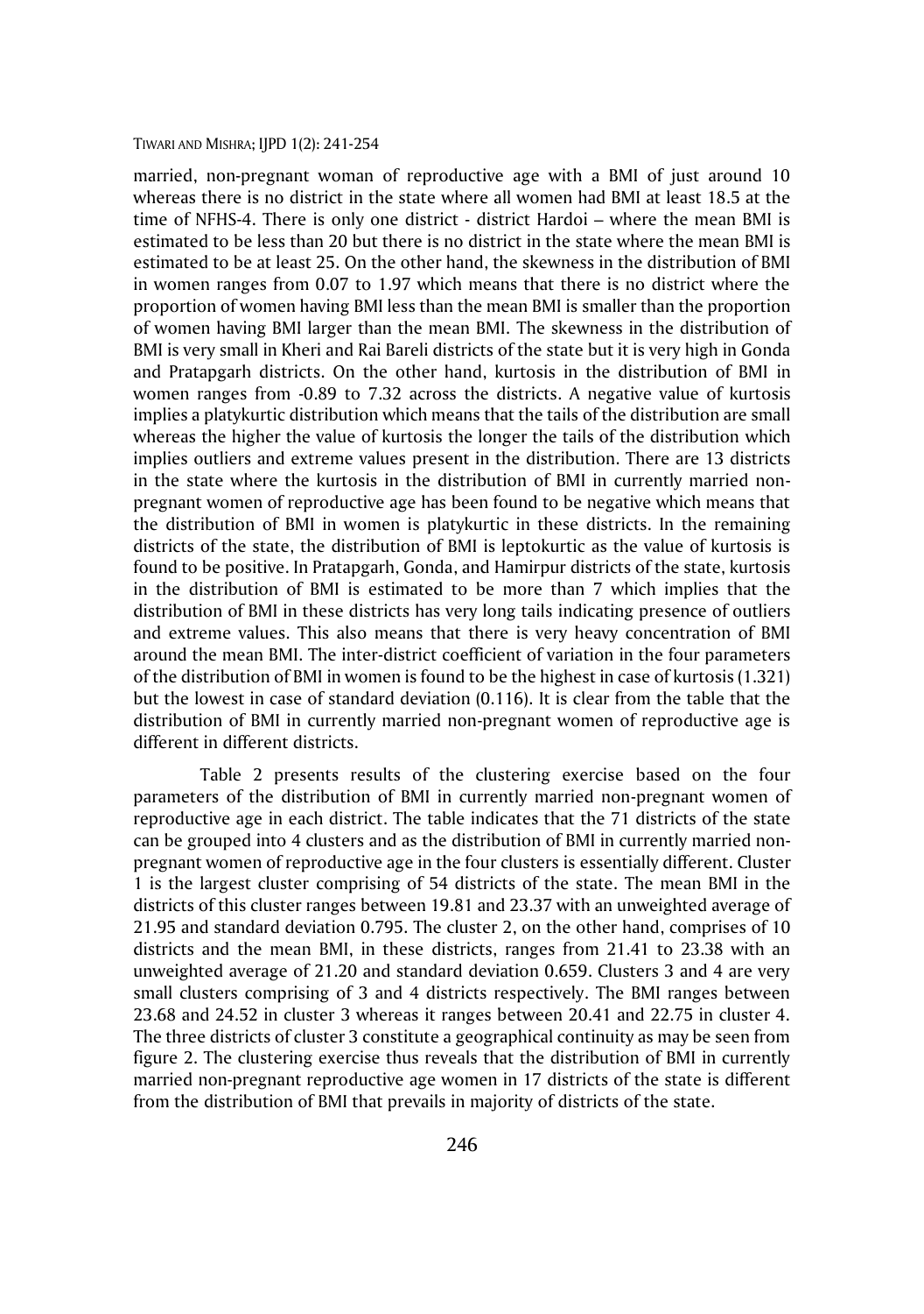married, non-pregnant woman of reproductive age with a BMI of just around 10 whereas there is no district in the state where all women had BMI at least 18.5 at the time of NFHS-4. There is only one district - district Hardoi – where the mean BMI is estimated to be less than 20 but there is no district in the state where the mean BMI is estimated to be at least 25. On the other hand, the skewness in the distribution of BMI in women ranges from 0.07 to 1.97 which means that there is no district where the proportion of women having BMI less than the mean BMI is smaller than the proportion of women having BMI larger than the mean BMI. The skewness in the distribution of BMI is very small in Kheri and Rai Bareli districts of the state but it is very high in Gonda and Pratapgarh districts. On the other hand, kurtosis in the distribution of BMI in women ranges from -0.89 to 7.32 across the districts. A negative value of kurtosis implies a platykurtic distribution which means that the tails of the distribution are small whereas the higher the value of kurtosis the longer the tails of the distribution which implies outliers and extreme values present in the distribution. There are 13 districts in the state where the kurtosis in the distribution of BMI in currently married non-pregnant women of reproductive age has been found to be negative which means that the distribution of BMI in women is platykurtic in these districts. In the remaining districts of the state, the distribution of BMI is leptokurtic as the value of kurtosis is found to be positive. In Pratapgarh, Gonda, and Hamirpur districts of the state, kurtosis in the distribution of BMI is estimated to be more than 7 which implies that the distribution of BMI in these districts has very long tails indicating presence of outliers and extreme values. This also means that there is very heavy concentration of BMI around the mean BMI. The inter-district coefficient of variation in the four parameters of the distribution of BMI in women is found to be the highest in case of kurtosis (1.321) but the lowest in case of standard deviation (0.116). It is clear from the table that the distribution of BMI in currently married non-pregnant women of reproductive age is different in different districts.

Table 2 presents results of the clustering exercise based on the four parameters of the distribution of BMI in currently married non-pregnant women of reproductive age in each district. The table indicates that the 71 districts of the state can be grouped into 4 clusters and as the distribution of BMI in currently married non-pregnant women of reproductive age in the four clusters is essentially different. Cluster 1 is the largest cluster comprising of 54 districts of the state. The mean BMI in the districts of this cluster ranges between 19.81 and 23.37 with an unweighted average of 21.95 and standard deviation 0.795. The cluster 2, on the other hand, comprises of 10 districts and the mean BMI, in these districts, ranges from 21.41 to 23.38 with an unweighted average of 21.20 and standard deviation 0.659. Clusters 3 and 4 are very small clusters comprising of 3 and 4 districts respectively. The BMI ranges between 23.68 and 24.52 in cluster 3 whereas it ranges between 20.41 and 22.75 in cluster 4. The three districts of cluster 3 constitute a geographical continuity as may be seen from figure 2. The clustering exercise thus reveals that the distribution of BMI in currently married non-pregnant reproductive age women in 17 districts of the state is different from the distribution of BMI that prevails in majority of districts of the state.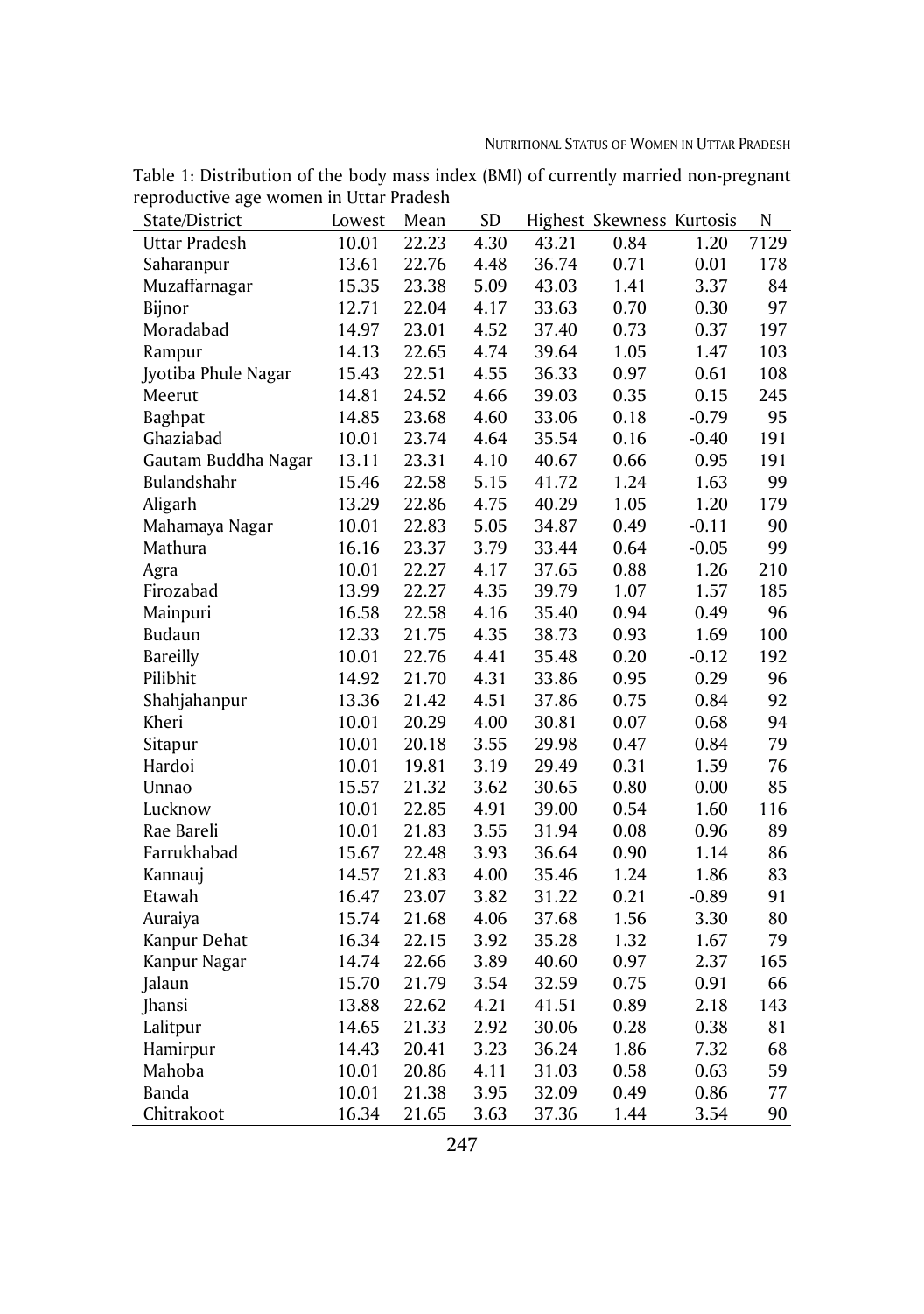Table 1: Distribution of the body mass index (BMI) of currently married non-pregnant reproductive age women in Uttar Pradesh

| State/District | Lowest | Mean | SD | Highest | Skewness | Kurtosis | N |
|---|---|---|---|---|---|---|---|
| Uttar Pradesh | 10.01 | 22.23 | 4.30 | 43.21 | 0.84 | 1.20 | 7129 |
| Saharanpur | 13.61 | 22.76 | 4.48 | 36.74 | 0.71 | 0.01 | 178 |
| Muzaffarnagar | 15.35 | 23.38 | 5.09 | 43.03 | 1.41 | 3.37 | 84 |
| Bijnor | 12.71 | 22.04 | 4.17 | 33.63 | 0.70 | 0.30 | 97 |
| Moradabad | 14.97 | 23.01 | 4.52 | 37.40 | 0.73 | 0.37 | 197 |
| Rampur | 14.13 | 22.65 | 4.74 | 39.64 | 1.05 | 1.47 | 103 |
| Jyotiba Phule Nagar | 15.43 | 22.51 | 4.55 | 36.33 | 0.97 | 0.61 | 108 |
| Meerut | 14.81 | 24.52 | 4.66 | 39.03 | 0.35 | 0.15 | 245 |
| Baghpat | 14.85 | 23.68 | 4.60 | 33.06 | 0.18 | -0.79 | 95 |
| Ghaziabad | 10.01 | 23.74 | 4.64 | 35.54 | 0.16 | -0.40 | 191 |
| Gautam Buddha Nagar | 13.11 | 23.31 | 4.10 | 40.67 | 0.66 | 0.95 | 191 |
| Bulandshahr | 15.46 | 22.58 | 5.15 | 41.72 | 1.24 | 1.63 | 99 |
| Aligarh | 13.29 | 22.86 | 4.75 | 40.29 | 1.05 | 1.20 | 179 |
| Mahamaya Nagar | 10.01 | 22.83 | 5.05 | 34.87 | 0.49 | -0.11 | 90 |
| Mathura | 16.16 | 23.37 | 3.79 | 33.44 | 0.64 | -0.05 | 99 |
| Agra | 10.01 | 22.27 | 4.17 | 37.65 | 0.88 | 1.26 | 210 |
| Firozabad | 13.99 | 22.27 | 4.35 | 39.79 | 1.07 | 1.57 | 185 |
| Mainpuri | 16.58 | 22.58 | 4.16 | 35.40 | 0.94 | 0.49 | 96 |
| Budaun | 12.33 | 21.75 | 4.35 | 38.73 | 0.93 | 1.69 | 100 |
| Bareilly | 10.01 | 22.76 | 4.41 | 35.48 | 0.20 | -0.12 | 192 |
| Pilibhit | 14.92 | 21.70 | 4.31 | 33.86 | 0.95 | 0.29 | 96 |
| Shahjahanpur | 13.36 | 21.42 | 4.51 | 37.86 | 0.75 | 0.84 | 92 |
| Kheri | 10.01 | 20.29 | 4.00 | 30.81 | 0.07 | 0.68 | 94 |
| Sitapur | 10.01 | 20.18 | 3.55 | 29.98 | 0.47 | 0.84 | 79 |
| Hardoi | 10.01 | 19.81 | 3.19 | 29.49 | 0.31 | 1.59 | 76 |
| Unnao | 15.57 | 21.32 | 3.62 | 30.65 | 0.80 | 0.00 | 85 |
| Lucknow | 10.01 | 22.85 | 4.91 | 39.00 | 0.54 | 1.60 | 116 |
| Rae Bareli | 10.01 | 21.83 | 3.55 | 31.94 | 0.08 | 0.96 | 89 |
| Farrukhabad | 15.67 | 22.48 | 3.93 | 36.64 | 0.90 | 1.14 | 86 |
| Kannauj | 14.57 | 21.83 | 4.00 | 35.46 | 1.24 | 1.86 | 83 |
| Etawah | 16.47 | 23.07 | 3.82 | 31.22 | 0.21 | -0.89 | 91 |
| Auraiya | 15.74 | 21.68 | 4.06 | 37.68 | 1.56 | 3.30 | 80 |
| Kanpur Dehat | 16.34 | 22.15 | 3.92 | 35.28 | 1.32 | 1.67 | 79 |
| Kanpur Nagar | 14.74 | 22.66 | 3.89 | 40.60 | 0.97 | 2.37 | 165 |
| Jalaun | 15.70 | 21.79 | 3.54 | 32.59 | 0.75 | 0.91 | 66 |
| Jhansi | 13.88 | 22.62 | 4.21 | 41.51 | 0.89 | 2.18 | 143 |
| Lalitpur | 14.65 | 21.33 | 2.92 | 30.06 | 0.28 | 0.38 | 81 |
| Hamirpur | 14.43 | 20.41 | 3.23 | 36.24 | 1.86 | 7.32 | 68 |
| Mahoba | 10.01 | 20.86 | 4.11 | 31.03 | 0.58 | 0.63 | 59 |
| Banda | 10.01 | 21.38 | 3.95 | 32.09 | 0.49 | 0.86 | 77 |
| Chitrakoot | 16.34 | 21.65 | 3.63 | 37.36 | 1.44 | 3.54 | 90 |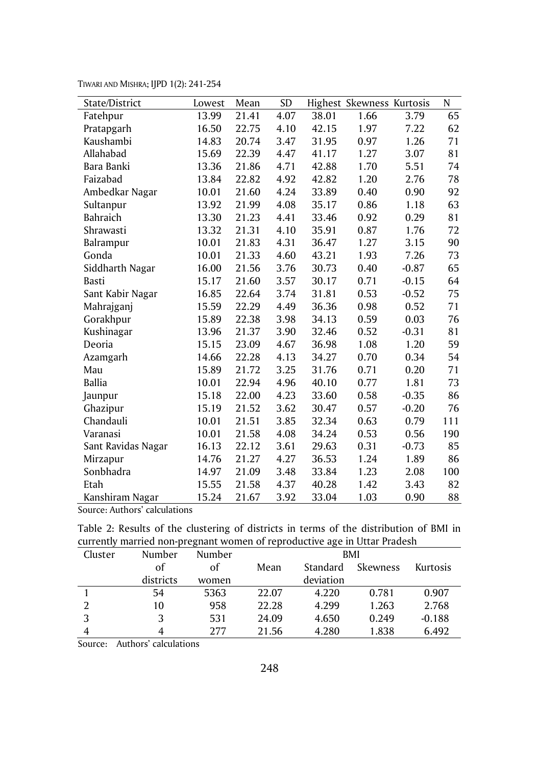| State/District | Lowest | Mean | SD | Highest | Skewness | Kurtosis | N |
|---|---|---|---|---|---|---|---|
| Fatehpur | 13.99 | 21.41 | 4.07 | 38.01 | 1.66 | 3.79 | 65 |
| Pratapgarh | 16.50 | 22.75 | 4.10 | 42.15 | 1.97 | 7.22 | 62 |
| Kaushambi | 14.83 | 20.74 | 3.47 | 31.95 | 0.97 | 1.26 | 71 |
| Allahabad | 15.69 | 22.39 | 4.47 | 41.17 | 1.27 | 3.07 | 81 |
| Bara Banki | 13.36 | 21.86 | 4.71 | 42.88 | 1.70 | 5.51 | 74 |
| Faizabad | 13.84 | 22.82 | 4.92 | 42.82 | 1.20 | 2.76 | 78 |
| Ambedkar Nagar | 10.01 | 21.60 | 4.24 | 33.89 | 0.40 | 0.90 | 92 |
| Sultanpur | 13.92 | 21.99 | 4.08 | 35.17 | 0.86 | 1.18 | 63 |
| Bahraich | 13.30 | 21.23 | 4.41 | 33.46 | 0.92 | 0.29 | 81 |
| Shrawasti | 13.32 | 21.31 | 4.10 | 35.91 | 0.87 | 1.76 | 72 |
| Balrampur | 10.01 | 21.83 | 4.31 | 36.47 | 1.27 | 3.15 | 90 |
| Gonda | 10.01 | 21.33 | 4.60 | 43.21 | 1.93 | 7.26 | 73 |
| Siddharth Nagar | 16.00 | 21.56 | 3.76 | 30.73 | 0.40 | -0.87 | 65 |
| Basti | 15.17 | 21.60 | 3.57 | 30.17 | 0.71 | -0.15 | 64 |
| Sant Kabir Nagar | 16.85 | 22.64 | 3.74 | 31.81 | 0.53 | -0.52 | 75 |
| Mahrajganj | 15.59 | 22.29 | 4.49 | 36.36 | 0.98 | 0.52 | 71 |
| Gorakhpur | 15.89 | 22.38 | 3.98 | 34.13 | 0.59 | 0.03 | 76 |
| Kushinagar | 13.96 | 21.37 | 3.90 | 32.46 | 0.52 | -0.31 | 81 |
| Deoria | 15.15 | 23.09 | 4.67 | 36.98 | 1.08 | 1.20 | 59 |
| Azamgarh | 14.66 | 22.28 | 4.13 | 34.27 | 0.70 | 0.34 | 54 |
| Mau | 15.89 | 21.72 | 3.25 | 31.76 | 0.71 | 0.20 | 71 |
| Ballia | 10.01 | 22.94 | 4.96 | 40.10 | 0.77 | 1.81 | 73 |
| Jaunpur | 15.18 | 22.00 | 4.23 | 33.60 | 0.58 | -0.35 | 86 |
| Ghazipur | 15.19 | 21.52 | 3.62 | 30.47 | 0.57 | -0.20 | 76 |
| Chandauli | 10.01 | 21.51 | 3.85 | 32.34 | 0.63 | 0.79 | 111 |
| Varanasi | 10.01 | 21.58 | 4.08 | 34.24 | 0.53 | 0.56 | 190 |
| Sant Ravidas Nagar | 16.13 | 22.12 | 3.61 | 29.63 | 0.31 | -0.73 | 85 |
| Mirzapur | 14.76 | 21.27 | 4.27 | 36.53 | 1.24 | 1.89 | 86 |
| Sonbhadra | 14.97 | 21.09 | 3.48 | 33.84 | 1.23 | 2.08 | 100 |
| Etah | 15.55 | 21.58 | 4.37 | 40.28 | 1.42 | 3.43 | 82 |
| Kanshiram Nagar | 15.24 | 21.67 | 3.92 | 33.04 | 1.03 | 0.90 | 88 |

Source: Authors' calculations

Table 2: Results of the clustering of districts in terms of the distribution of BMI in currently married non-pregnant women of reproductive age in Uttar Pradesh

| Cluster | Number of districts | Number of women | BMI | | | |
|---|---|---|---|---|---|---|
| | | | Mean | Standard deviation | Skewness | Kurtosis |
| 1 | 54 | 5363 | 22.07 | 4.220 | 0.781 | 0.907 |
| 2 | 10 | 958 | 22.28 | 4.299 | 1.263 | 2.768 |
| 3 | 3 | 531 | 24.09 | 4.650 | 0.249 | -0.188 |
| 4 | 4 | 277 | 21.56 | 4.280 | 1.838 | 6.492 |

Source: Authors' calculations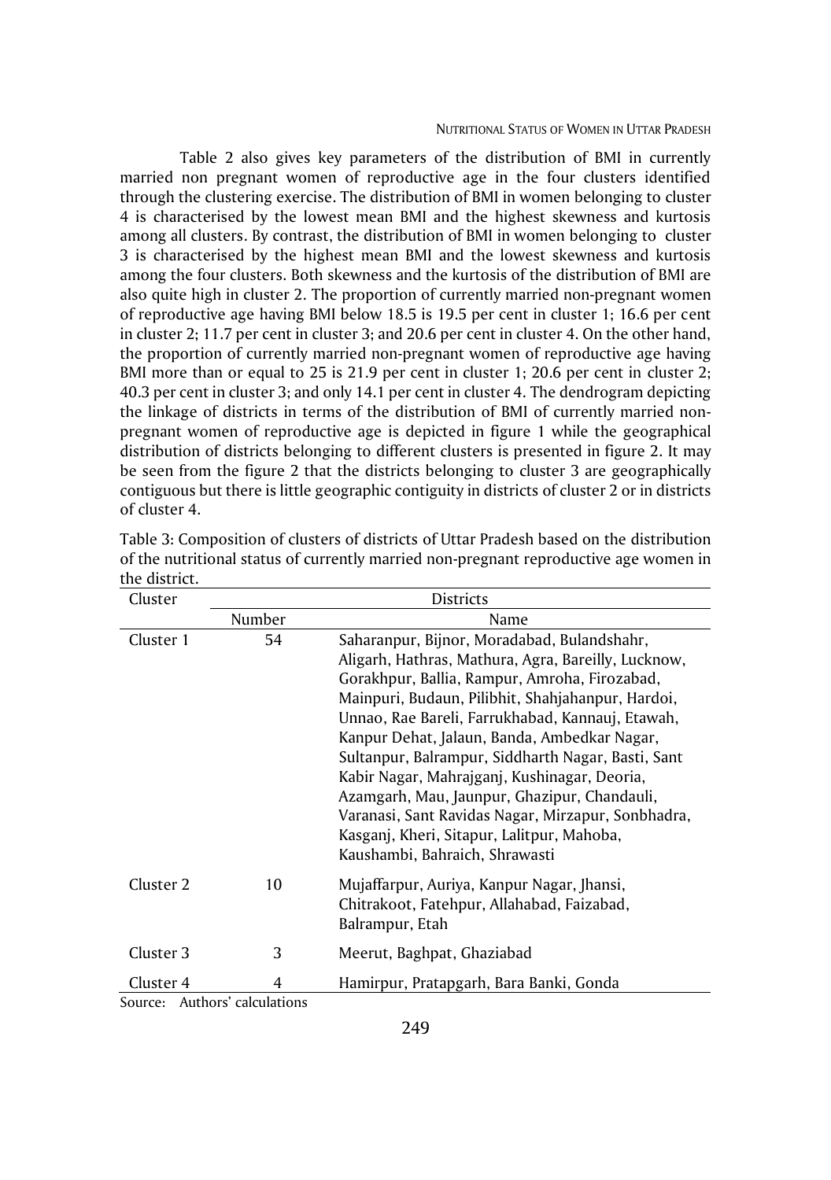Table 2 also gives key parameters of the distribution of BMI in currently married non pregnant women of reproductive age in the four clusters identified through the clustering exercise. The distribution of BMI in women belonging to cluster 4 is characterised by the lowest mean BMI and the highest skewness and kurtosis among all clusters. By contrast, the distribution of BMI in women belonging to cluster 3 is characterised by the highest mean BMI and the lowest skewness and kurtosis among the four clusters. Both skewness and the kurtosis of the distribution of BMI are also quite high in cluster 2. The proportion of currently married non-pregnant women of reproductive age having BMI below 18.5 is 19.5 per cent in cluster 1; 16.6 per cent in cluster 2; 11.7 per cent in cluster 3; and 20.6 per cent in cluster 4. On the other hand, the proportion of currently married non-pregnant women of reproductive age having BMI more than or equal to 25 is 21.9 per cent in cluster 1; 20.6 per cent in cluster 2; 40.3 per cent in cluster 3; and only 14.1 per cent in cluster 4. The dendrogram depicting the linkage of districts in terms of the distribution of BMI of currently married non-pregnant women of reproductive age is depicted in figure 1 while the geographical distribution of districts belonging to different clusters is presented in figure 2. It may be seen from the figure 2 that the districts belonging to cluster 3 are geographically contiguous but there is little geographic contiguity in districts of cluster 2 or in districts of cluster 4.

Table 3: Composition of clusters of districts of Uttar Pradesh based on the distribution of the nutritional status of currently married non-pregnant reproductive age women in the district.

| Cluster | Districts | |
|---|---|---|
| | Number | Name |
| Cluster 1 | 54 | Saharanpur, Bijnor, Moradabad, Bulandshahr, Aligarh, Hathras, Mathura, Agra, Bareilly, Lucknow, Gorakhpur, Ballia, Rampur, Amroha, Firozabad, Mainpuri, Budaun, Pilibhit, Shahjahanpur, Hardoi, Unnao, Rae Bareli, Farrukhabad, Kannauj, Etawah, Kanpur Dehat, Jalaun, Banda, Ambedkar Nagar, Sultanpur, Balrampur, Siddharth Nagar, Basti, Sant Kabir Nagar, Mahrajganj, Kushinagar, Deoria, Azamgarh, Mau, Jaunpur, Ghazipur, Chandauli, Varanasi, Sant Ravidas Nagar, Mirzapur, Sonbhadra, Kasganj, Kheri, Sitapur, Lalitpur, Mahoba, Kaushambi, Bahraich, Shrawasti |
| Cluster 2 | 10 | Mujaffarpur, Auriya, Kanpur Nagar, Jhansi, Chitrakoot, Fatehpur, Allahabad, Faizabad, Balrampur, Etah |
| Cluster 3 | 3 | Meerut, Baghpat, Ghaziabad |
| Cluster 4 | 4 | Hamirpur, Pratapgarh, Bara Banki, Gonda |

Source: Authors' calculations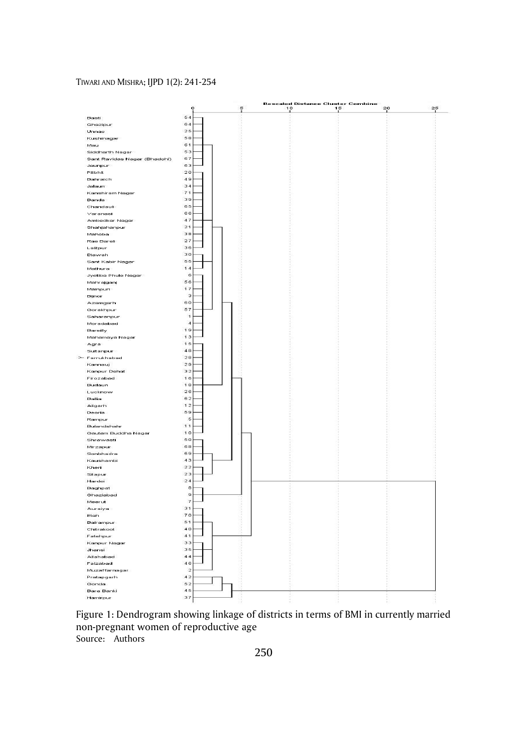Rescaled Distance Cluster Combine

0 5 10 15 20 25

Basti 54
Ghazipur 64
Unnao 25
Kushinagar 58
Mau 61
Siddharth Nagar 53
Sant Ravidas Nagar (Bhadohi) 67
Jaunpur 63
Pilibhit 20
Bahraich 49
Jalaun 34
Kanshiram Nagar 71
Banda 39
Chandauli 65
Varanasi 66
Ambedkar Nagar 47
Shahjahanpur 21
Mahoba 38
Rae Bareli 27
Lalitpur 36
Etawah 30
Sant Kabir Nagar 55
Mathura 14
Jyotiba Phule Nagar 6
Mahrajganj 56
Mainpuri 17
Bijnor 3
Azamgarh 60
Gorakhpur 57
Saharanpur 1
Moradabad 4
Bareilly 19
Mahamaya Nagar 13
Agra 15
Sultanpur 48
Farrukhabad 28
Kannauj 29
Kanpur Dehat 32
Firozabad 16
Budaun 18
Lucknow 26
Ballia 62
Aligarh 12
Deoria 59
Rampur 5
Bulandshahr 11
Gautam Buddha Nagar 10
Shrawasti 50
Mirzapur 68
Sonbhadra 69
Kaushambi 43
Kheri 22
Sitapur 23
Hardoi 24
Baghpat 8
Ghaziabad 9
Meerut 7
Auraiya 31
Etah 70
Balrampur 51
Chitrakoot 40
Fatehpur 41
Kanpur Nagar 33
Jhansi 35
Allahabad 44
Faizabad 46
Muzaffarnagar 2
Pratapgarh 42
Gonda 52
Bara Banki 45
Hamirpur 37

Figure 1: Dendrogram showing linkage of districts in terms of BMI in currently married non-pregnant women of reproductive age

Source: Authors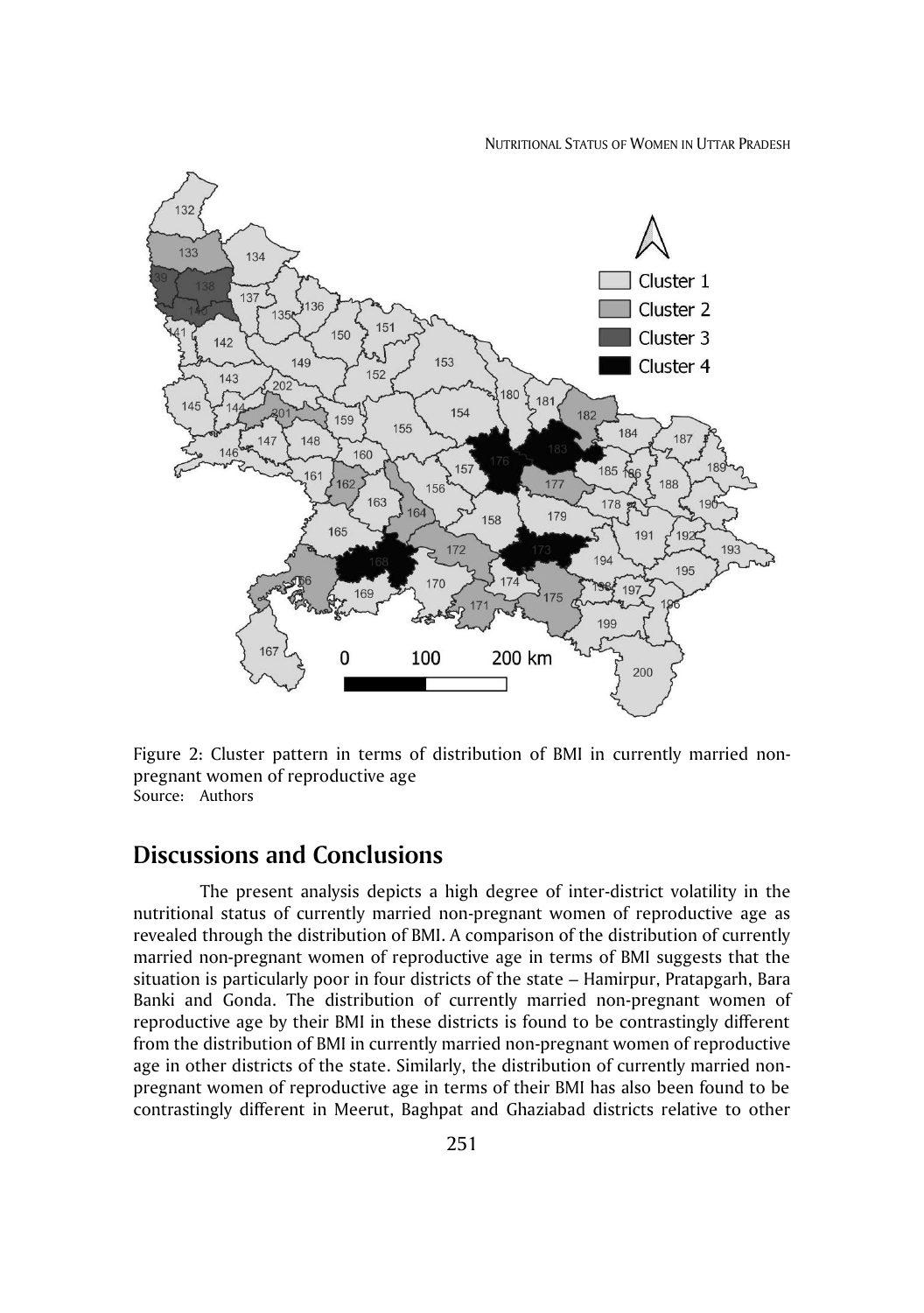Cluster 1
Cluster 2
Cluster 3
Cluster 4

0 100 200 km

132 133 134 137 138 139 140 141 135 136 142 143 145 144 146 147 148 149 150 151 152 153 154 155 156 157 158 159 160 161 162 163 164 165 166 167 168 169 170 171 172 173 174 175 176 177 178 179 180 181 182 183 184 185 186 187 188 189 190 191 192 193 194 195 196 197 198 199 200 201 202

Figure 2: Cluster pattern in terms of distribution of BMI in currently married non-pregnant women of reproductive age
Source: Authors

## Discussions and Conclusions

The present analysis depicts a high degree of inter-district volatility in the nutritional status of currently married non-pregnant women of reproductive age as revealed through the distribution of BMI. A comparison of the distribution of currently married non-pregnant women of reproductive age in terms of BMI suggests that the situation is particularly poor in four districts of the state – Hamirpur, Pratapgarh, Bara Banki and Gonda. The distribution of currently married non-pregnant women of reproductive age by their BMI in these districts is found to be contrastingly different from the distribution of BMI in currently married non-pregnant women of reproductive age in other districts of the state. Similarly, the distribution of currently married non-pregnant women of reproductive age in terms of their BMI has also been found to be contrastingly different in Meerut, Baghpat and Ghaziabad districts relative to other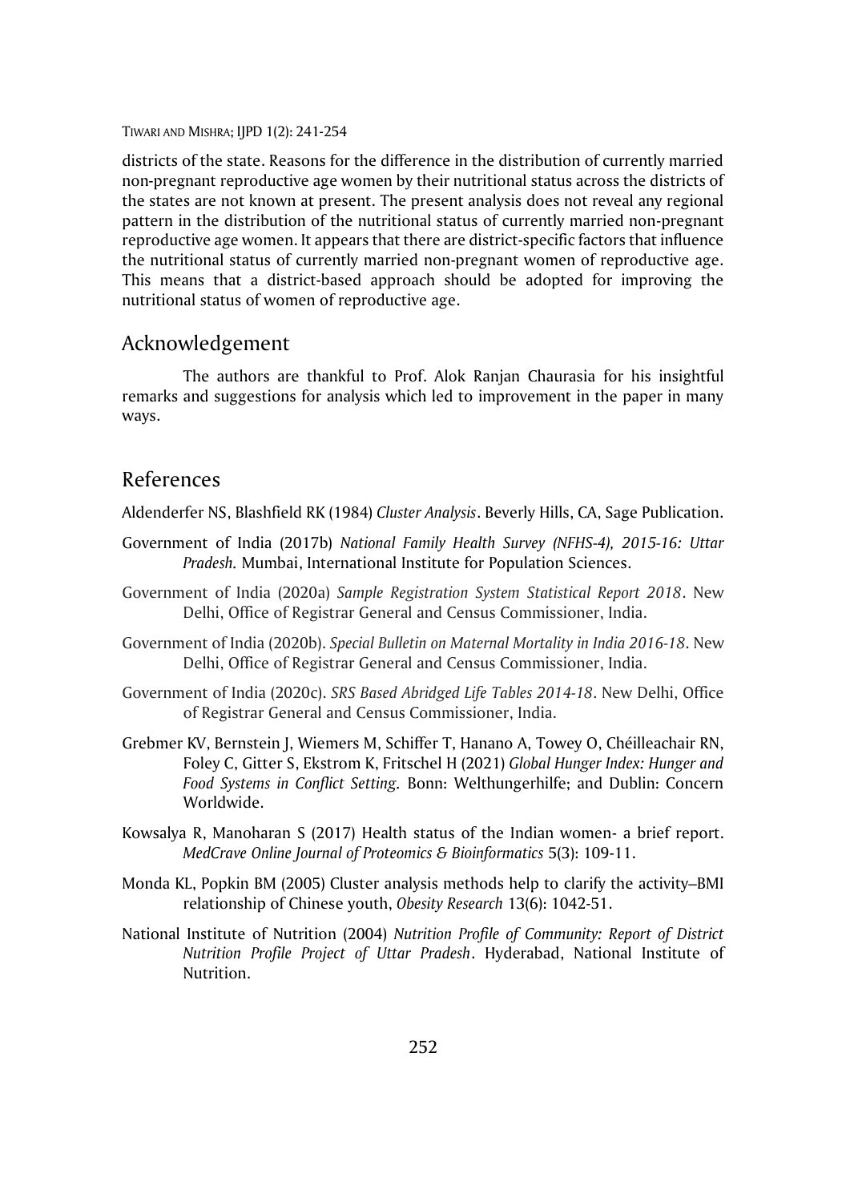districts of the state. Reasons for the difference in the distribution of currently married non-pregnant reproductive age women by their nutritional status across the districts of the states are not known at present. The present analysis does not reveal any regional pattern in the distribution of the nutritional status of currently married non-pregnant reproductive age women. It appears that there are district-specific factors that influence the nutritional status of currently married non-pregnant women of reproductive age. This means that a district-based approach should be adopted for improving the nutritional status of women of reproductive age.

## Acknowledgement

The authors are thankful to Prof. Alok Ranjan Chaurasia for his insightful remarks and suggestions for analysis which led to improvement in the paper in many ways.

## References

Aldenderfer NS, Blashfield RK (1984) *Cluster Analysis*. Beverly Hills, CA, Sage Publication.

Government of India (2017b) *National Family Health Survey (NFHS-4), 2015-16: Uttar Pradesh.* Mumbai, International Institute for Population Sciences.

Government of India (2020a) *Sample Registration System Statistical Report 2018*. New Delhi, Office of Registrar General and Census Commissioner, India.

Government of India (2020b). *Special Bulletin on Maternal Mortality in India 2016-18*. New Delhi, Office of Registrar General and Census Commissioner, India.

Government of India (2020c). *SRS Based Abridged Life Tables 2014-18*. New Delhi, Office of Registrar General and Census Commissioner, India.

Grebmer KV, Bernstein J, Wiemers M, Schiffer T, Hanano A, Towey O, Chéilleachair RN, Foley C, Gitter S, Ekstrom K, Fritschel H (2021) *Global Hunger Index: Hunger and Food Systems in Conflict Setting.* Bonn: Welthungerhilfe; and Dublin: Concern Worldwide.

Kowsalya R, Manoharan S (2017) Health status of the Indian women- a brief report. *MedCrave Online Journal of Proteomics & Bioinformatics* 5(3): 109-11.

Monda KL, Popkin BM (2005) Cluster analysis methods help to clarify the activity–BMI relationship of Chinese youth, *Obesity Research* 13(6): 1042-51.

National Institute of Nutrition (2004) *Nutrition Profile of Community: Report of District Nutrition Profile Project of Uttar Pradesh*. Hyderabad, National Institute of Nutrition.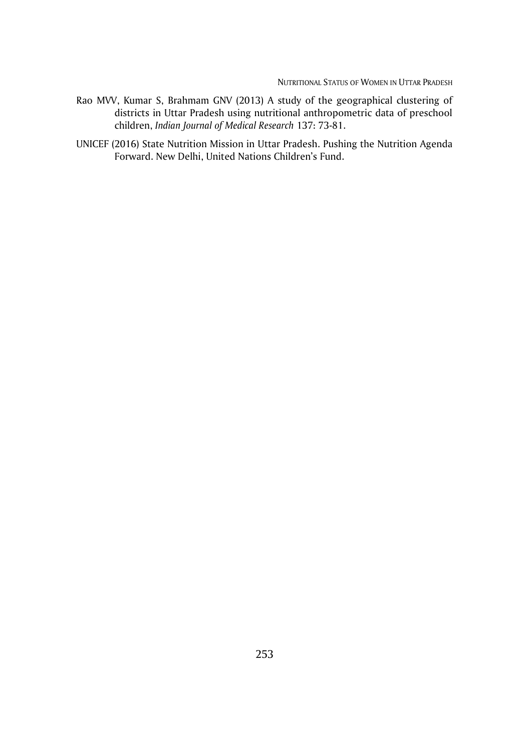Rao MVV, Kumar S, Brahmam GNV (2013) A study of the geographical clustering of districts in Uttar Pradesh using nutritional anthropometric data of preschool children, *Indian Journal of Medical Research* 137: 73-81.

UNICEF (2016) State Nutrition Mission in Uttar Pradesh. Pushing the Nutrition Agenda Forward. New Delhi, United Nations Children's Fund.